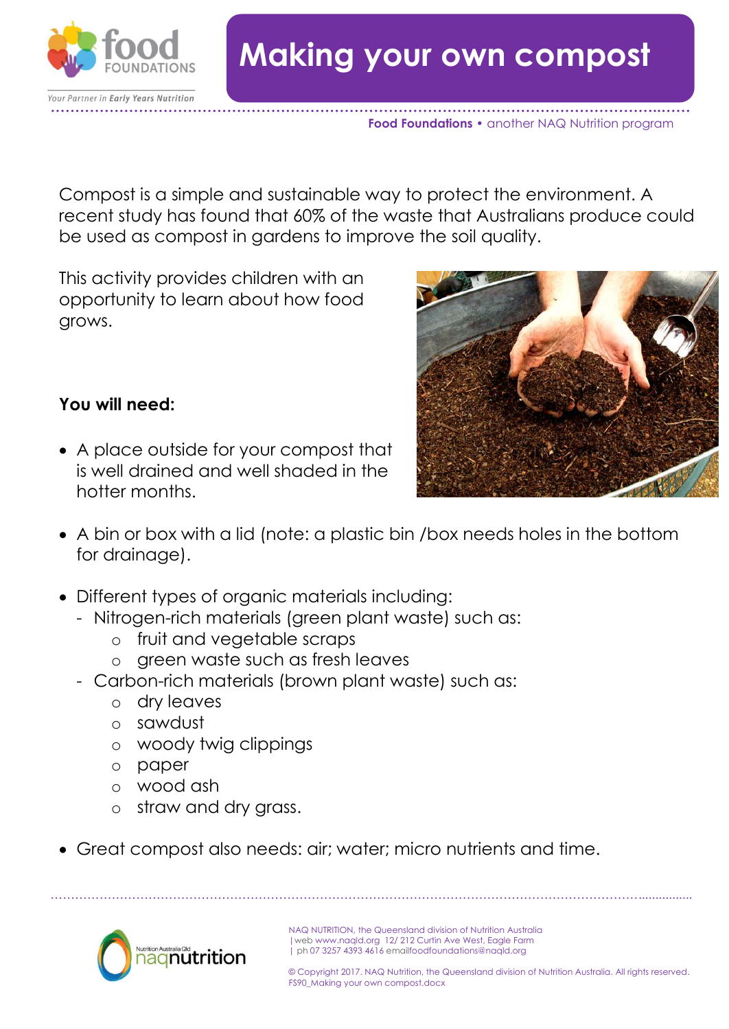# Making your own compost

**Food Foundations** • another NAQ Nutrition program

Compost is a simple and sustainable way to protect the environment. A recent study has found that 60% of the waste that Australians produce could be used as compost in gardens to improve the soil quality.

This activity provides children with an opportunity to learn about how food grows.

**You will need:**

- A place outside for your compost that is well drained and well shaded in the hotter months.
- A bin or box with a lid (note: a plastic bin /box needs holes in the bottom for drainage).
- Different types of organic materials including:
  - Nitrogen-rich materials (green plant waste) such as:
    - fruit and vegetable scraps
    - green waste such as fresh leaves
  - Carbon-rich materials (brown plant waste) such as:
    - dry leaves
    - sawdust
    - woody twig clippings
    - paper
    - wood ash
    - straw and dry grass.
- Great compost also needs: air; water; micro nutrients and time.

NAQ NUTRITION, the Queensland division of Nutrition Australia
| web www.naqld.org 12/ 212 Curtin Ave West, Eagle Farm
| ph 07 3257 4393 4616 emailfoodfoundations@naqld.org

© Copyright 2017. NAQ Nutrition, the Queensland division of Nutrition Australia. All rights reserved.
FS90_Making your own compost.docx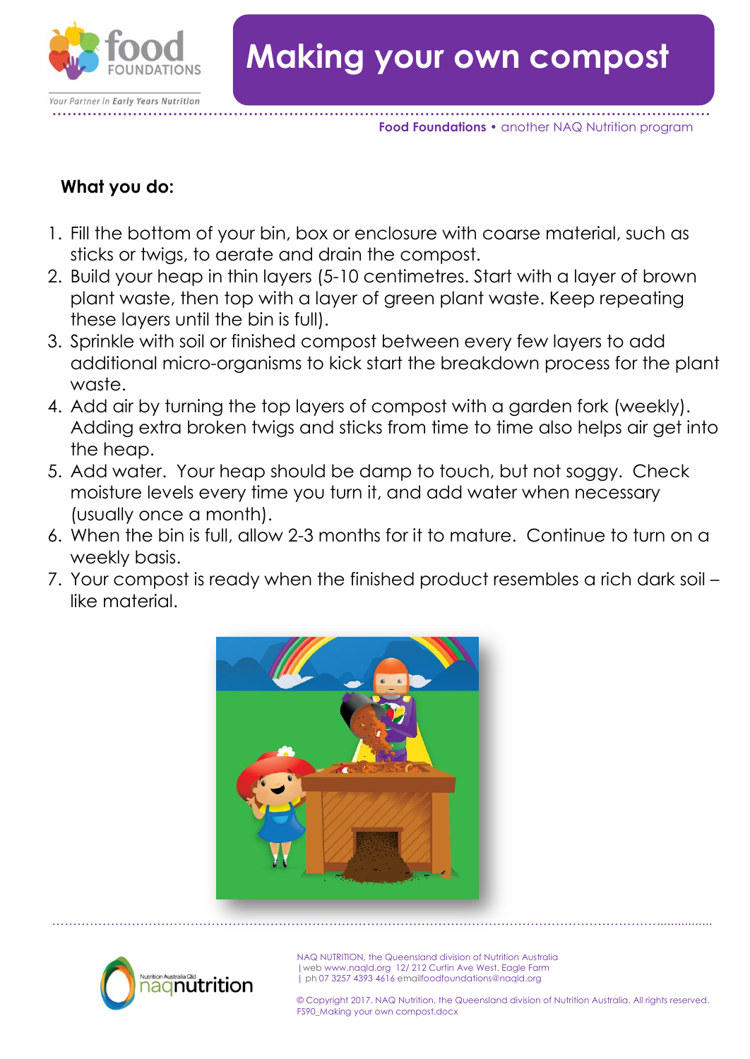# Making your own compost

**Food Foundations** • another NAQ Nutrition program

**What you do:**

1. Fill the bottom of your bin, box or enclosure with coarse material, such as sticks or twigs, to aerate and drain the compost.
2. Build your heap in thin layers (5-10 centimetres. Start with a layer of brown plant waste, then top with a layer of green plant waste. Keep repeating these layers until the bin is full).
3. Sprinkle with soil or finished compost between every few layers to add additional micro-organisms to kick start the breakdown process for the plant waste.
4. Add air by turning the top layers of compost with a garden fork (weekly). Adding extra broken twigs and sticks from time to time also helps air get into the heap.
5. Add water. Your heap should be damp to touch, but not soggy. Check moisture levels every time you turn it, and add water when necessary (usually once a month).
6. When the bin is full, allow 2-3 months for it to mature. Continue to turn on a weekly basis.
7. Your compost is ready when the finished product resembles a rich dark soil – like material.

NAQ NUTRITION, the Queensland division of Nutrition Australia
| web www.naqld.org 12/ 212 Curtin Ave West, Eagle Farm
| ph 07 3257 4393 4616 emailfoodfoundations@naqld.org

© Copyright 2017. NAQ Nutrition, the Queensland division of Nutrition Australia. All rights reserved.
FS90_Making your own compost.docx